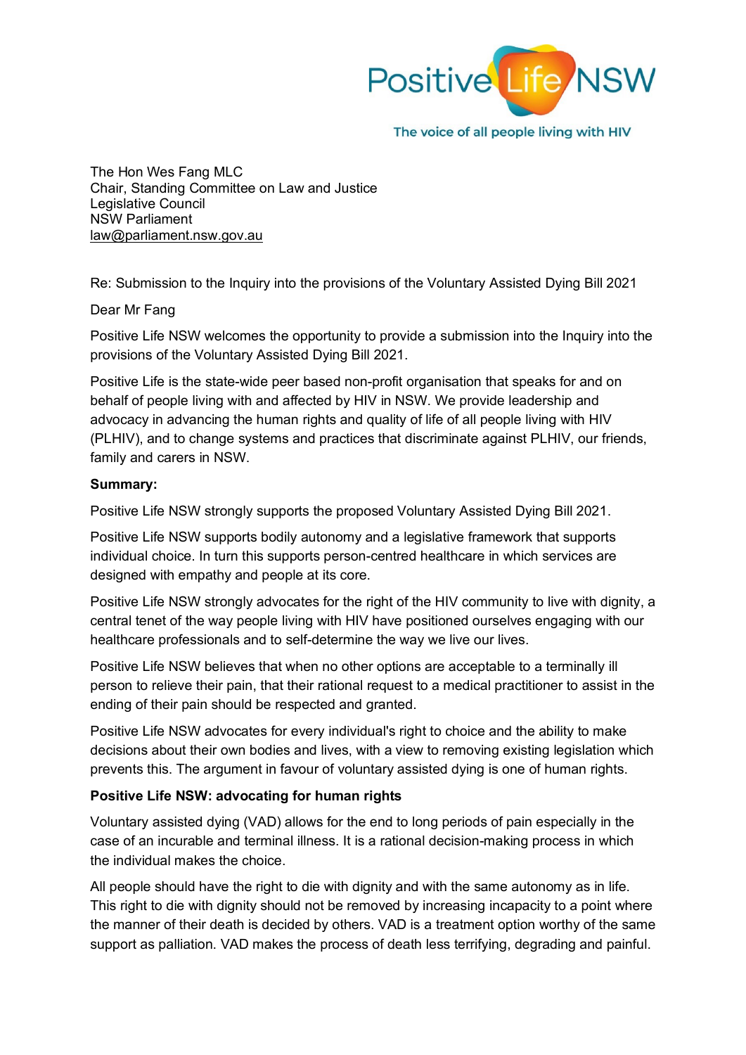Positive Life NSW

The voice of all people living with HIV

The Hon Wes Fang MLC
Chair, Standing Committee on Law and Justice
Legislative Council
NSW Parliament
law@parliament.nsw.gov.au

Re: Submission to the Inquiry into the provisions of the Voluntary Assisted Dying Bill 2021

Dear Mr Fang

Positive Life NSW welcomes the opportunity to provide a submission into the Inquiry into the provisions of the Voluntary Assisted Dying Bill 2021.

Positive Life is the state-wide peer based non-profit organisation that speaks for and on behalf of people living with and affected by HIV in NSW. We provide leadership and advocacy in advancing the human rights and quality of life of all people living with HIV (PLHIV), and to change systems and practices that discriminate against PLHIV, our friends, family and carers in NSW.

**Summary:**

Positive Life NSW strongly supports the proposed Voluntary Assisted Dying Bill 2021.

Positive Life NSW supports bodily autonomy and a legislative framework that supports individual choice. In turn this supports person-centred healthcare in which services are designed with empathy and people at its core.

Positive Life NSW strongly advocates for the right of the HIV community to live with dignity, a central tenet of the way people living with HIV have positioned ourselves engaging with our healthcare professionals and to self-determine the way we live our lives.

Positive Life NSW believes that when no other options are acceptable to a terminally ill person to relieve their pain, that their rational request to a medical practitioner to assist in the ending of their pain should be respected and granted.

Positive Life NSW advocates for every individual's right to choice and the ability to make decisions about their own bodies and lives, with a view to removing existing legislation which prevents this. The argument in favour of voluntary assisted dying is one of human rights.

**Positive Life NSW: advocating for human rights**

Voluntary assisted dying (VAD) allows for the end to long periods of pain especially in the case of an incurable and terminal illness. It is a rational decision-making process in which the individual makes the choice.

All people should have the right to die with dignity and with the same autonomy as in life. This right to die with dignity should not be removed by increasing incapacity to a point where the manner of their death is decided by others. VAD is a treatment option worthy of the same support as palliation. VAD makes the process of death less terrifying, degrading and painful.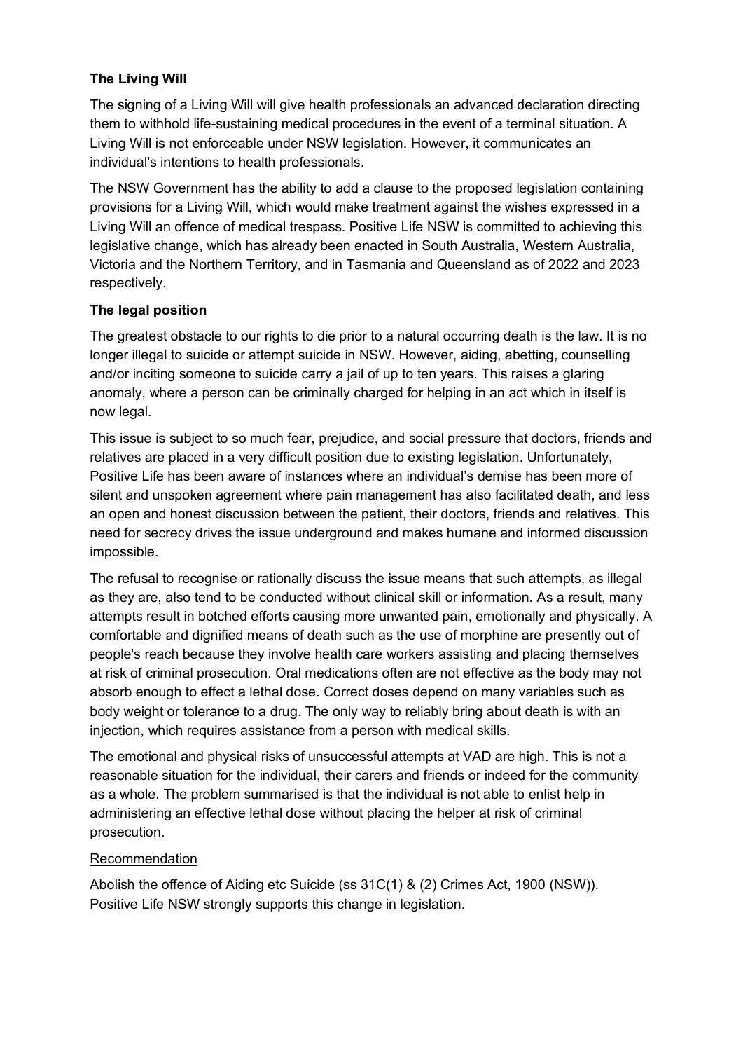**The Living Will**

The signing of a Living Will will give health professionals an advanced declaration directing them to withhold life-sustaining medical procedures in the event of a terminal situation. A Living Will is not enforceable under NSW legislation. However, it communicates an individual's intentions to health professionals.

The NSW Government has the ability to add a clause to the proposed legislation containing provisions for a Living Will, which would make treatment against the wishes expressed in a Living Will an offence of medical trespass. Positive Life NSW is committed to achieving this legislative change, which has already been enacted in South Australia, Western Australia, Victoria and the Northern Territory, and in Tasmania and Queensland as of 2022 and 2023 respectively.

**The legal position**

The greatest obstacle to our rights to die prior to a natural occurring death is the law. It is no longer illegal to suicide or attempt suicide in NSW. However, aiding, abetting, counselling and/or inciting someone to suicide carry a jail of up to ten years. This raises a glaring anomaly, where a person can be criminally charged for helping in an act which in itself is now legal.

This issue is subject to so much fear, prejudice, and social pressure that doctors, friends and relatives are placed in a very difficult position due to existing legislation. Unfortunately, Positive Life has been aware of instances where an individual's demise has been more of silent and unspoken agreement where pain management has also facilitated death, and less an open and honest discussion between the patient, their doctors, friends and relatives. This need for secrecy drives the issue underground and makes humane and informed discussion impossible.

The refusal to recognise or rationally discuss the issue means that such attempts, as illegal as they are, also tend to be conducted without clinical skill or information. As a result, many attempts result in botched efforts causing more unwanted pain, emotionally and physically. A comfortable and dignified means of death such as the use of morphine are presently out of people's reach because they involve health care workers assisting and placing themselves at risk of criminal prosecution. Oral medications often are not effective as the body may not absorb enough to effect a lethal dose. Correct doses depend on many variables such as body weight or tolerance to a drug. The only way to reliably bring about death is with an injection, which requires assistance from a person with medical skills.

The emotional and physical risks of unsuccessful attempts at VAD are high. This is not a reasonable situation for the individual, their carers and friends or indeed for the community as a whole. The problem summarised is that the individual is not able to enlist help in administering an effective lethal dose without placing the helper at risk of criminal prosecution.

<u>Recommendation</u>

Abolish the offence of Aiding etc Suicide (ss 31C(1) & (2) Crimes Act, 1900 (NSW)). Positive Life NSW strongly supports this change in legislation.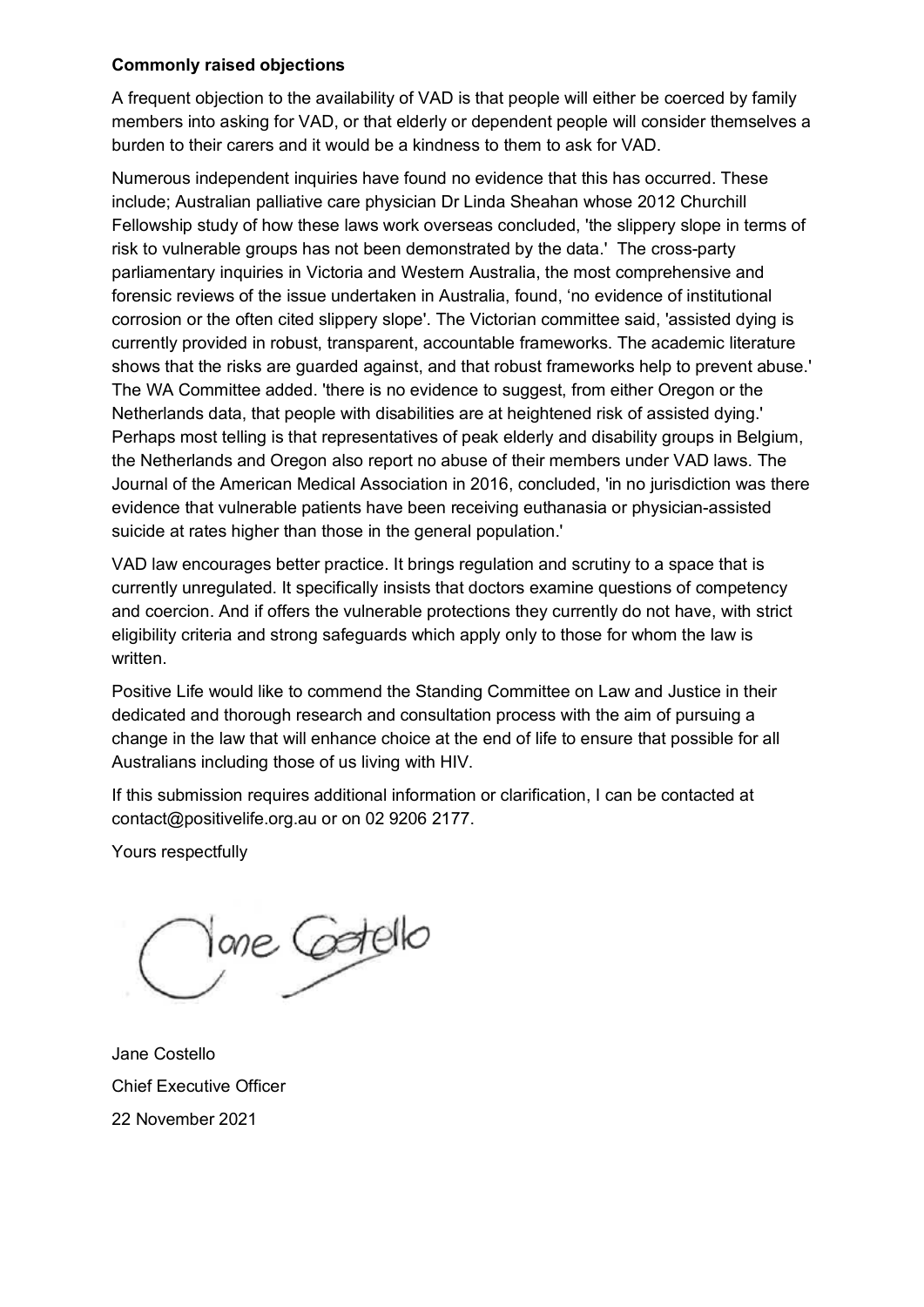**Commonly raised objections**

A frequent objection to the availability of VAD is that people will either be coerced by family members into asking for VAD, or that elderly or dependent people will consider themselves a burden to their carers and it would be a kindness to them to ask for VAD.

Numerous independent inquiries have found no evidence that this has occurred. These include; Australian palliative care physician Dr Linda Sheahan whose 2012 Churchill Fellowship study of how these laws work overseas concluded, 'the slippery slope in terms of risk to vulnerable groups has not been demonstrated by the data.' The cross-party parliamentary inquiries in Victoria and Western Australia, the most comprehensive and forensic reviews of the issue undertaken in Australia, found, 'no evidence of institutional corrosion or the often cited slippery slope'. The Victorian committee said, 'assisted dying is currently provided in robust, transparent, accountable frameworks. The academic literature shows that the risks are guarded against, and that robust frameworks help to prevent abuse.' The WA Committee added. 'there is no evidence to suggest, from either Oregon or the Netherlands data, that people with disabilities are at heightened risk of assisted dying.' Perhaps most telling is that representatives of peak elderly and disability groups in Belgium, the Netherlands and Oregon also report no abuse of their members under VAD laws. The Journal of the American Medical Association in 2016, concluded, 'in no jurisdiction was there evidence that vulnerable patients have been receiving euthanasia or physician-assisted suicide at rates higher than those in the general population.'

VAD law encourages better practice. It brings regulation and scrutiny to a space that is currently unregulated. It specifically insists that doctors examine questions of competency and coercion. And if offers the vulnerable protections they currently do not have, with strict eligibility criteria and strong safeguards which apply only to those for whom the law is written.

Positive Life would like to commend the Standing Committee on Law and Justice in their dedicated and thorough research and consultation process with the aim of pursuing a change in the law that will enhance choice at the end of life to ensure that possible for all Australians including those of us living with HIV.

If this submission requires additional information or clarification, I can be contacted at contact@positivelife.org.au or on 02 9206 2177.

Yours respectfully

Jane Costello

Jane Costello
Chief Executive Officer
22 November 2021